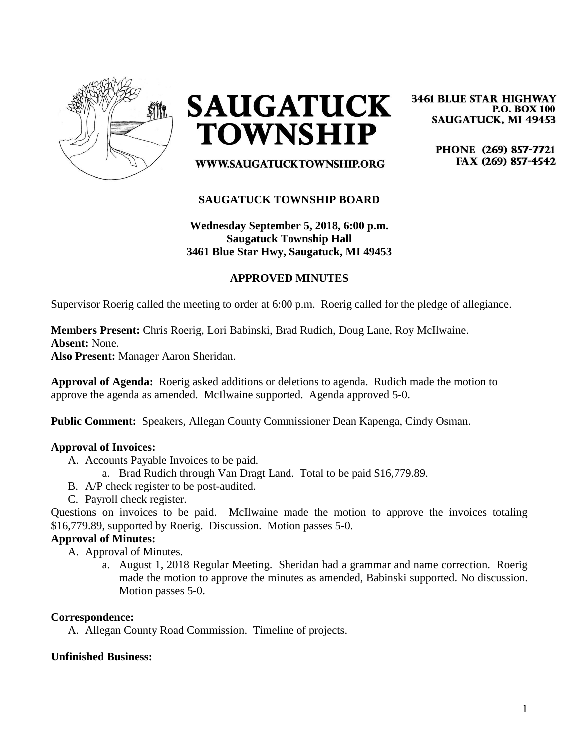# SAUGATUCK TOWNSHIP

3461 BLUE STAR HIGHWAY
P.O. BOX 100
SAUGATUCK, MI 49453

PHONE (269) 857-7721
FAX (269) 857-4542

WWW.SAUGATUCKTOWNSHIP.ORG

## SAUGATUCK TOWNSHIP BOARD

**Wednesday September 5, 2018, 6:00 p.m.**
**Saugatuck Township Hall**
**3461 Blue Star Hwy, Saugatuck, MI 49453**

### APPROVED MINUTES

Supervisor Roerig called the meeting to order at 6:00 p.m. Roerig called for the pledge of allegiance.

**Members Present:** Chris Roerig, Lori Babinski, Brad Rudich, Doug Lane, Roy McIlwaine.
**Absent:** None.
**Also Present:** Manager Aaron Sheridan.

**Approval of Agenda:** Roerig asked additions or deletions to agenda. Rudich made the motion to approve the agenda as amended. McIlwaine supported. Agenda approved 5-0.

**Public Comment:** Speakers, Allegan County Commissioner Dean Kapenga, Cindy Osman.

**Approval of Invoices:**

A. Accounts Payable Invoices to be paid.
   a. Brad Rudich through Van Dragt Land. Total to be paid $16,779.89.
B. A/P check register to be post-audited.
C. Payroll check register.

Questions on invoices to be paid. McIlwaine made the motion to approve the invoices totaling $16,779.89, supported by Roerig. Discussion. Motion passes 5-0.

**Approval of Minutes:**

A. Approval of Minutes.
   a. August 1, 2018 Regular Meeting. Sheridan had a grammar and name correction. Roerig made the motion to approve the minutes as amended, Babinski supported. No discussion. Motion passes 5-0.

**Correspondence:**

A. Allegan County Road Commission. Timeline of projects.

**Unfinished Business:**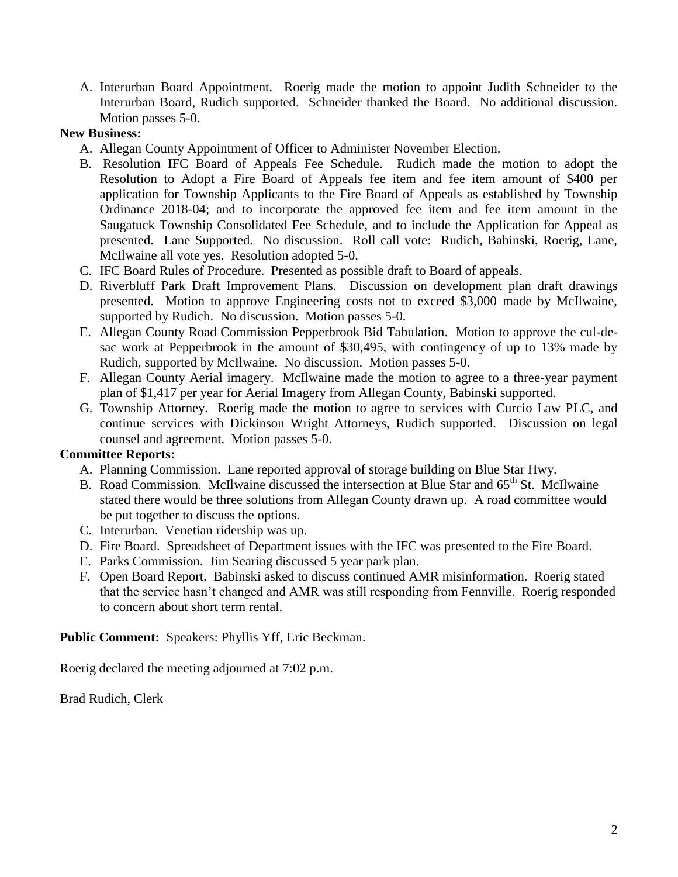A. Interurban Board Appointment. Roerig made the motion to appoint Judith Schneider to the Interurban Board, Rudich supported. Schneider thanked the Board. No additional discussion. Motion passes 5-0.

**New Business:**

A. Allegan County Appointment of Officer to Administer November Election.
B. Resolution IFC Board of Appeals Fee Schedule. Rudich made the motion to adopt the Resolution to Adopt a Fire Board of Appeals fee item and fee item amount of $400 per application for Township Applicants to the Fire Board of Appeals as established by Township Ordinance 2018-04; and to incorporate the approved fee item and fee item amount in the Saugatuck Township Consolidated Fee Schedule, and to include the Application for Appeal as presented. Lane Supported. No discussion. Roll call vote: Rudich, Babinski, Roerig, Lane, McIlwaine all vote yes. Resolution adopted 5-0.
C. IFC Board Rules of Procedure. Presented as possible draft to Board of appeals.
D. Riverbluff Park Draft Improvement Plans. Discussion on development plan draft drawings presented. Motion to approve Engineering costs not to exceed $3,000 made by McIlwaine, supported by Rudich. No discussion. Motion passes 5-0.
E. Allegan County Road Commission Pepperbrook Bid Tabulation. Motion to approve the cul-de-sac work at Pepperbrook in the amount of $30,495, with contingency of up to 13% made by Rudich, supported by McIlwaine. No discussion. Motion passes 5-0.
F. Allegan County Aerial imagery. McIlwaine made the motion to agree to a three-year payment plan of $1,417 per year for Aerial Imagery from Allegan County, Babinski supported.
G. Township Attorney. Roerig made the motion to agree to services with Curcio Law PLC, and continue services with Dickinson Wright Attorneys, Rudich supported. Discussion on legal counsel and agreement. Motion passes 5-0.

**Committee Reports:**

A. Planning Commission. Lane reported approval of storage building on Blue Star Hwy.
B. Road Commission. McIlwaine discussed the intersection at Blue Star and 65th St. McIlwaine stated there would be three solutions from Allegan County drawn up. A road committee would be put together to discuss the options.
C. Interurban. Venetian ridership was up.
D. Fire Board. Spreadsheet of Department issues with the IFC was presented to the Fire Board.
E. Parks Commission. Jim Searing discussed 5 year park plan.
F. Open Board Report. Babinski asked to discuss continued AMR misinformation. Roerig stated that the service hasn't changed and AMR was still responding from Fennville. Roerig responded to concern about short term rental.

**Public Comment:** Speakers: Phyllis Yff, Eric Beckman.

Roerig declared the meeting adjourned at 7:02 p.m.

Brad Rudich, Clerk